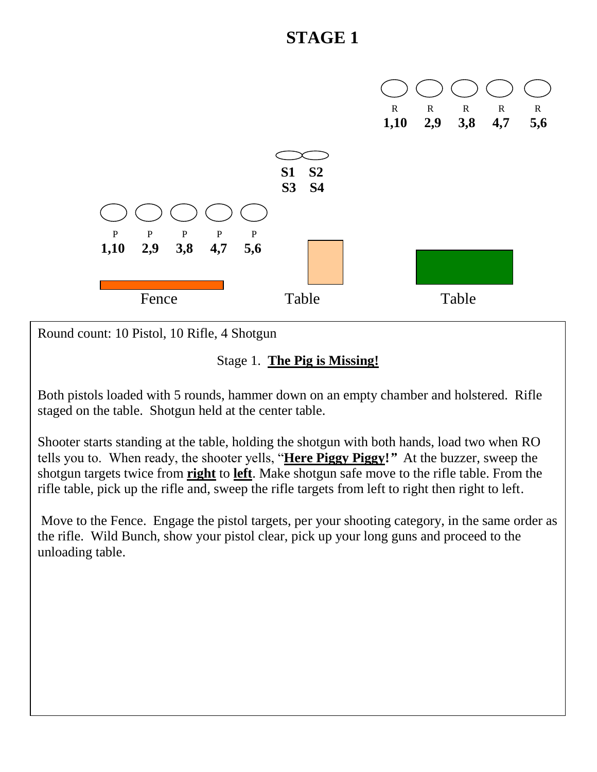# STAGE 1

R R R R R
1,10 2,9 3,8 4,7 5,6

S1 S2
S3 S4

P P P P P
1,10 2,9 3,8 4,7 5,6

Fence Table Table

Round count: 10 Pistol, 10 Rifle, 4 Shotgun

Stage 1. **The Pig is Missing!**

Both pistols loaded with 5 rounds, hammer down on an empty chamber and holstered. Rifle staged on the table. Shotgun held at the center table.

Shooter starts standing at the table, holding the shotgun with both hands, load two when RO tells you to. When ready, the shooter yells, "**Here Piggy Piggy!**" At the buzzer, sweep the shotgun targets twice from **right** to **left**. Make shotgun safe move to the rifle table. From the rifle table, pick up the rifle and, sweep the rifle targets from left to right then right to left.

Move to the Fence. Engage the pistol targets, per your shooting category, in the same order as the rifle. Wild Bunch, show your pistol clear, pick up your long guns and proceed to the unloading table.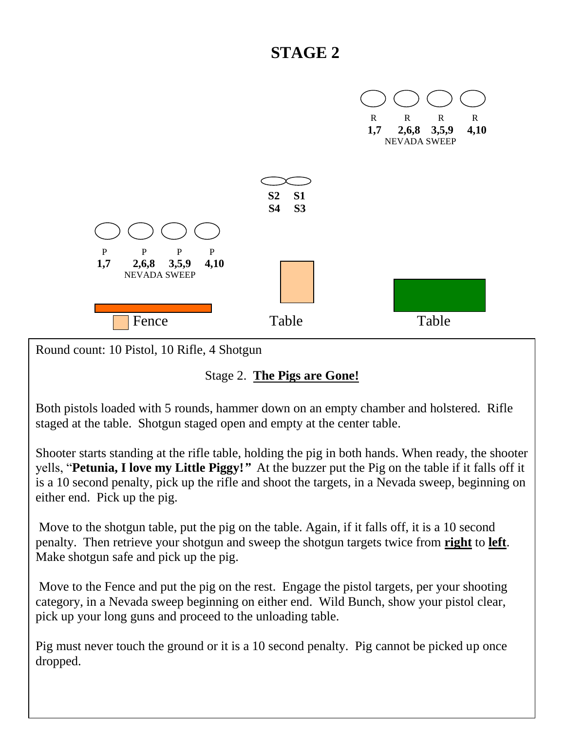# STAGE 2

R R R R
1,7 2,6,8 3,5,9 4,10
NEVADA SWEEP

S2 S1
S4 S3

P P P P
1,7 2,6,8 3,5,9 4,10
NEVADA SWEEP

Fence Table Table

Round count: 10 Pistol, 10 Rifle, 4 Shotgun

Stage 2. **The Pigs are Gone!**

Both pistols loaded with 5 rounds, hammer down on an empty chamber and holstered. Rifle staged at the table. Shotgun staged open and empty at the center table.

Shooter starts standing at the rifle table, holding the pig in both hands. When ready, the shooter yells, "**Petunia, I love my Little Piggy!**" At the buzzer put the Pig on the table if it falls off it is a 10 second penalty, pick up the rifle and shoot the targets, in a Nevada sweep, beginning on either end. Pick up the pig.

Move to the shotgun table, put the pig on the table. Again, if it falls off, it is a 10 second penalty. Then retrieve your shotgun and sweep the shotgun targets twice from **right** to **left**. Make shotgun safe and pick up the pig.

Move to the Fence and put the pig on the rest. Engage the pistol targets, per your shooting category, in a Nevada sweep beginning on either end. Wild Bunch, show your pistol clear, pick up your long guns and proceed to the unloading table.

Pig must never touch the ground or it is a 10 second penalty. Pig cannot be picked up once dropped.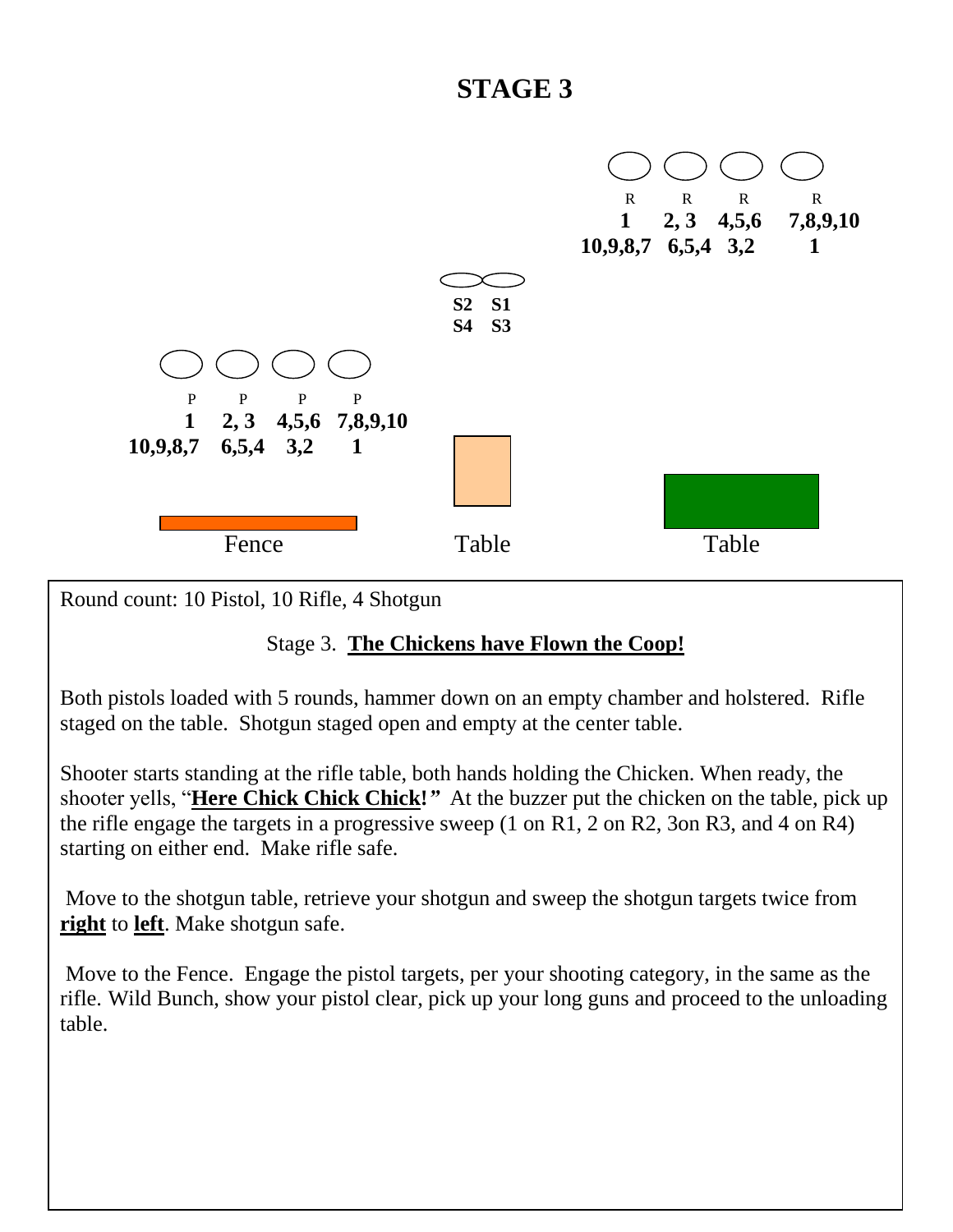# STAGE 3

R R R R
1 2, 3 4,5,6 7,8,9,10
10,9,8,7 6,5,4 3,2 1

S2 S1
S4 S3

P P P P
1 2, 3 4,5,6 7,8,9,10
10,9,8,7 6,5,4 3,2 1

Fence Table Table

Round count: 10 Pistol, 10 Rifle, 4 Shotgun

Stage 3. **The Chickens have Flown the Coop!**

Both pistols loaded with 5 rounds, hammer down on an empty chamber and holstered. Rifle staged on the table. Shotgun staged open and empty at the center table.

Shooter starts standing at the rifle table, both hands holding the Chicken. When ready, the shooter yells, "**Here Chick Chick Chick!"** At the buzzer put the chicken on the table, pick up the rifle engage the targets in a progressive sweep (1 on R1, 2 on R2, 3on R3, and 4 on R4) starting on either end. Make rifle safe.

Move to the shotgun table, retrieve your shotgun and sweep the shotgun targets twice from **right** to **left**. Make shotgun safe.

Move to the Fence. Engage the pistol targets, per your shooting category, in the same as the rifle. Wild Bunch, show your pistol clear, pick up your long guns and proceed to the unloading table.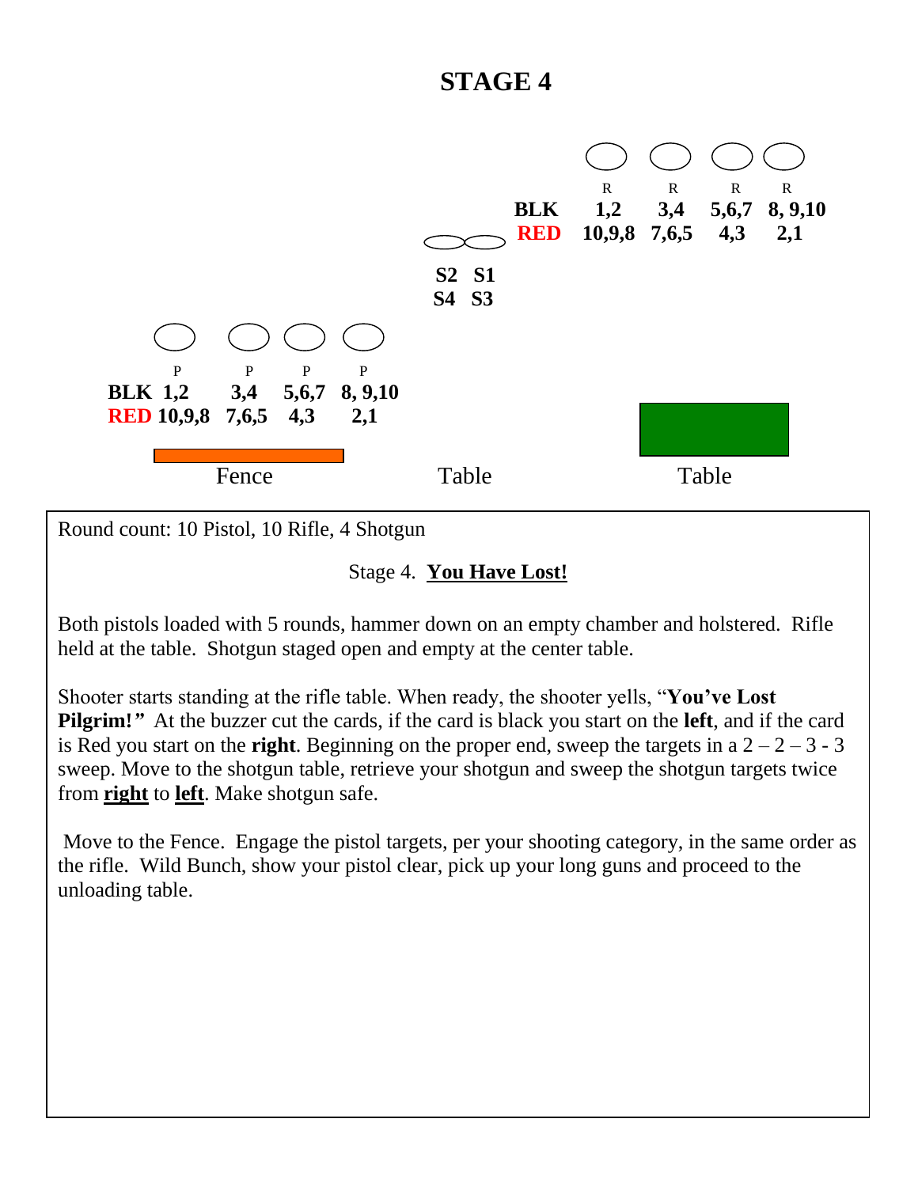# STAGE 4

| | R | R | R | R |
|---|---|---|---|---|
| **BLK** | **1,2** | **3,4** | **5,6,7** | **8, 9,10** |
| **RED** | **10,9,8** | **7,6,5** | **4,3** | **2,1** |

**S2 S1**
**S4 S3**

| | P | P | P | P |
|---|---|---|---|---|
| **BLK** | **1,2** | **3,4** | **5,6,7** | **8, 9,10** |
| **RED** | **10,9,8** | **7,6,5** | **4,3** | **2,1** |

Fence Table Table

Round count: 10 Pistol, 10 Rifle, 4 Shotgun

Stage 4. **<u>You Have Lost!</u>**

Both pistols loaded with 5 rounds, hammer down on an empty chamber and holstered. Rifle held at the table. Shotgun staged open and empty at the center table.

Shooter starts standing at the rifle table. When ready, the shooter yells, "**You've Lost Pilgrim!**" At the buzzer cut the cards, if the card is black you start on the **left**, and if the card is Red you start on the **right**. Beginning on the proper end, sweep the targets in a 2 – 2 – 3 - 3 sweep. Move to the shotgun table, retrieve your shotgun and sweep the shotgun targets twice from **<u>right</u>** to **<u>left</u>**. Make shotgun safe.

Move to the Fence. Engage the pistol targets, per your shooting category, in the same order as the rifle. Wild Bunch, show your pistol clear, pick up your long guns and proceed to the unloading table.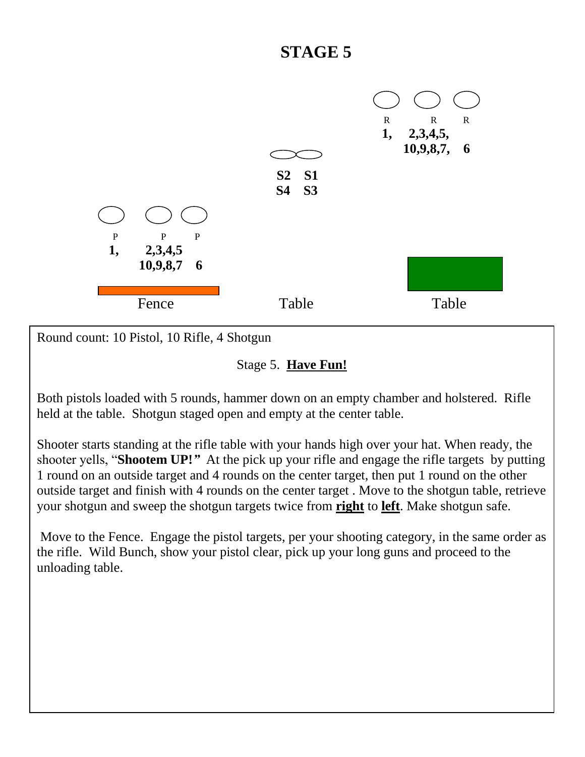# STAGE 5

R R R
1, 2,3,4,5,
10,9,8,7, 6

S2 S1
S4 S3

P P P
1, 2,3,4,5
10,9,8,7 6

Fence Table Table

Round count: 10 Pistol, 10 Rifle, 4 Shotgun

Stage 5. **Have Fun!**

Both pistols loaded with 5 rounds, hammer down on an empty chamber and holstered. Rifle held at the table. Shotgun staged open and empty at the center table.

Shooter starts standing at the rifle table with your hands high over your hat. When ready, the shooter yells, "**Shootem UP!**" At the pick up your rifle and engage the rifle targets by putting 1 round on an outside target and 4 rounds on the center target, then put 1 round on the other outside target and finish with 4 rounds on the center target . Move to the shotgun table, retrieve your shotgun and sweep the shotgun targets twice from **right** to **left**. Make shotgun safe.

Move to the Fence. Engage the pistol targets, per your shooting category, in the same order as the rifle. Wild Bunch, show your pistol clear, pick up your long guns and proceed to the unloading table.